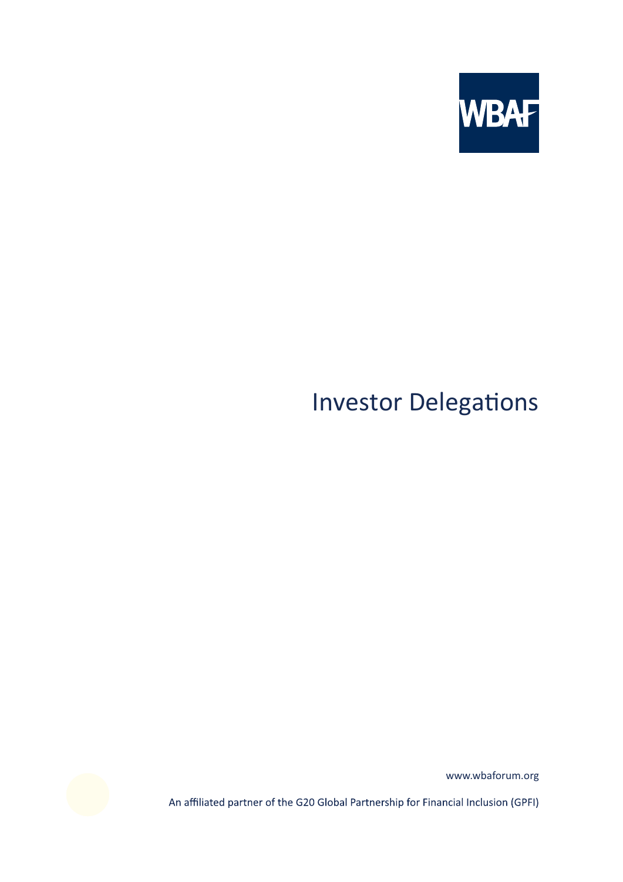WBAF

# Investor Delegations

www.wbaforum.org

An affiliated partner of the G20 Global Partnership for Financial Inclusion (GPFI)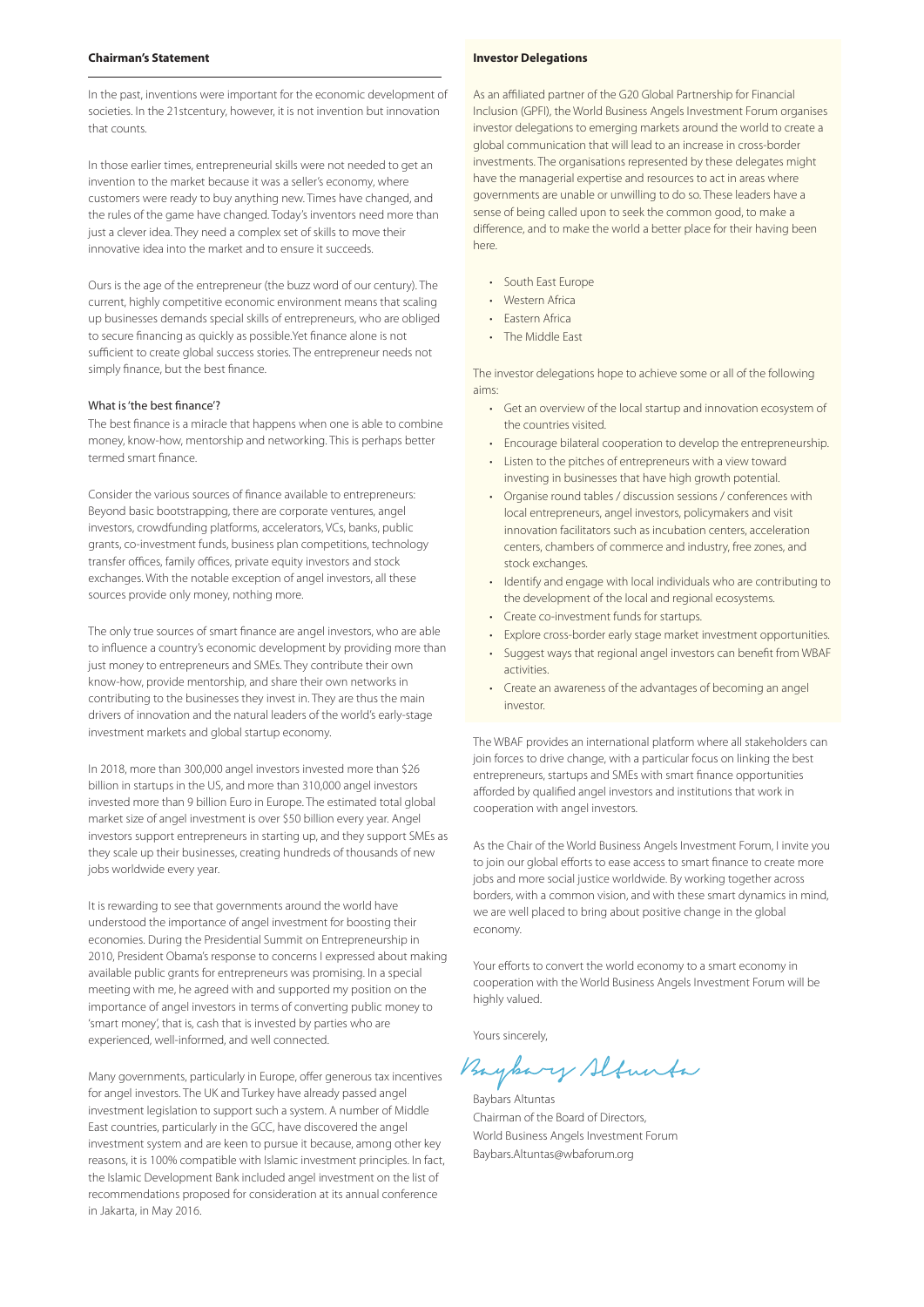## Chairman's Statement

In the past, inventions were important for the economic development of societies. In the 21stcentury, however, it is not invention but innovation that counts.

In those earlier times, entrepreneurial skills were not needed to get an invention to the market because it was a seller's economy, where customers were ready to buy anything new. Times have changed, and the rules of the game have changed. Today's inventors need more than just a clever idea. They need a complex set of skills to move their innovative idea into the market and to ensure it succeeds.

Ours is the age of the entrepreneur (the buzz word of our century). The current, highly competitive economic environment means that scaling up businesses demands special skills of entrepreneurs, who are obliged to secure financing as quickly as possible.Yet finance alone is not sufficient to create global success stories. The entrepreneur needs not simply finance, but the best finance.

### What is 'the best finance'?

The best finance is a miracle that happens when one is able to combine money, know-how, mentorship and networking. This is perhaps better termed smart finance.

Consider the various sources of finance available to entrepreneurs: Beyond basic bootstrapping, there are corporate ventures, angel investors, crowdfunding platforms, accelerators, VCs, banks, public grants, co-investment funds, business plan competitions, technology transfer offices, family offices, private equity investors and stock exchanges. With the notable exception of angel investors, all these sources provide only money, nothing more.

The only true sources of smart finance are angel investors, who are able to influence a country's economic development by providing more than just money to entrepreneurs and SMEs. They contribute their own know-how, provide mentorship, and share their own networks in contributing to the businesses they invest in. They are thus the main drivers of innovation and the natural leaders of the world's early-stage investment markets and global startup economy.

In 2018, more than 300,000 angel investors invested more than $26 billion in startups in the US, and more than 310,000 angel investors invested more than 9 billion Euro in Europe. The estimated total global market size of angel investment is over $50 billion every year. Angel investors support entrepreneurs in starting up, and they support SMEs as they scale up their businesses, creating hundreds of thousands of new jobs worldwide every year.

It is rewarding to see that governments around the world have understood the importance of angel investment for boosting their economies. During the Presidential Summit on Entrepreneurship in 2010, President Obama's response to concerns I expressed about making available public grants for entrepreneurs was promising. In a special meeting with me, he agreed with and supported my position on the importance of angel investors in terms of converting public money to 'smart money', that is, cash that is invested by parties who are experienced, well-informed, and well connected.

Many governments, particularly in Europe, offer generous tax incentives for angel investors. The UK and Turkey have already passed angel investment legislation to support such a system. A number of Middle East countries, particularly in the GCC, have discovered the angel investment system and are keen to pursue it because, among other key reasons, it is 100% compatible with Islamic investment principles. In fact, the Islamic Development Bank included angel investment on the list of recommendations proposed for consideration at its annual conference in Jakarta, in May 2016.

## Investor Delegations

As an affiliated partner of the G20 Global Partnership for Financial Inclusion (GPFI), the World Business Angels Investment Forum organises investor delegations to emerging markets around the world to create a global communication that will lead to an increase in cross-border investments. The organisations represented by these delegates might have the managerial expertise and resources to act in areas where governments are unable or unwilling to do so. These leaders have a sense of being called upon to seek the common good, to make a difference, and to make the world a better place for their having been here.

- South East Europe
- Western Africa
- Eastern Africa
- The Middle East

The investor delegations hope to achieve some or all of the following aims:

- Get an overview of the local startup and innovation ecosystem of the countries visited.
- Encourage bilateral cooperation to develop the entrepreneurship.
- Listen to the pitches of entrepreneurs with a view toward investing in businesses that have high growth potential.
- Organise round tables / discussion sessions / conferences with local entrepreneurs, angel investors, policymakers and visit innovation facilitators such as incubation centers, acceleration centers, chambers of commerce and industry, free zones, and stock exchanges.
- Identify and engage with local individuals who are contributing to the development of the local and regional ecosystems.
- Create co-investment funds for startups.
- Explore cross-border early stage market investment opportunities.
- Suggest ways that regional angel investors can benefit from WBAF activities.
- Create an awareness of the advantages of becoming an angel investor.

The WBAF provides an international platform where all stakeholders can join forces to drive change, with a particular focus on linking the best entrepreneurs, startups and SMEs with smart finance opportunities afforded by qualified angel investors and institutions that work in cooperation with angel investors.

As the Chair of the World Business Angels Investment Forum, I invite you to join our global efforts to ease access to smart finance to create more jobs and more social justice worldwide. By working together across borders, with a common vision, and with these smart dynamics in mind, we are well placed to bring about positive change in the global economy.

Your efforts to convert the world economy to a smart economy in cooperation with the World Business Angels Investment Forum will be highly valued.

Yours sincerely,

Baybars Altuntas
Chairman of the Board of Directors,
World Business Angels Investment Forum
Baybars.Altuntas@wbaforum.org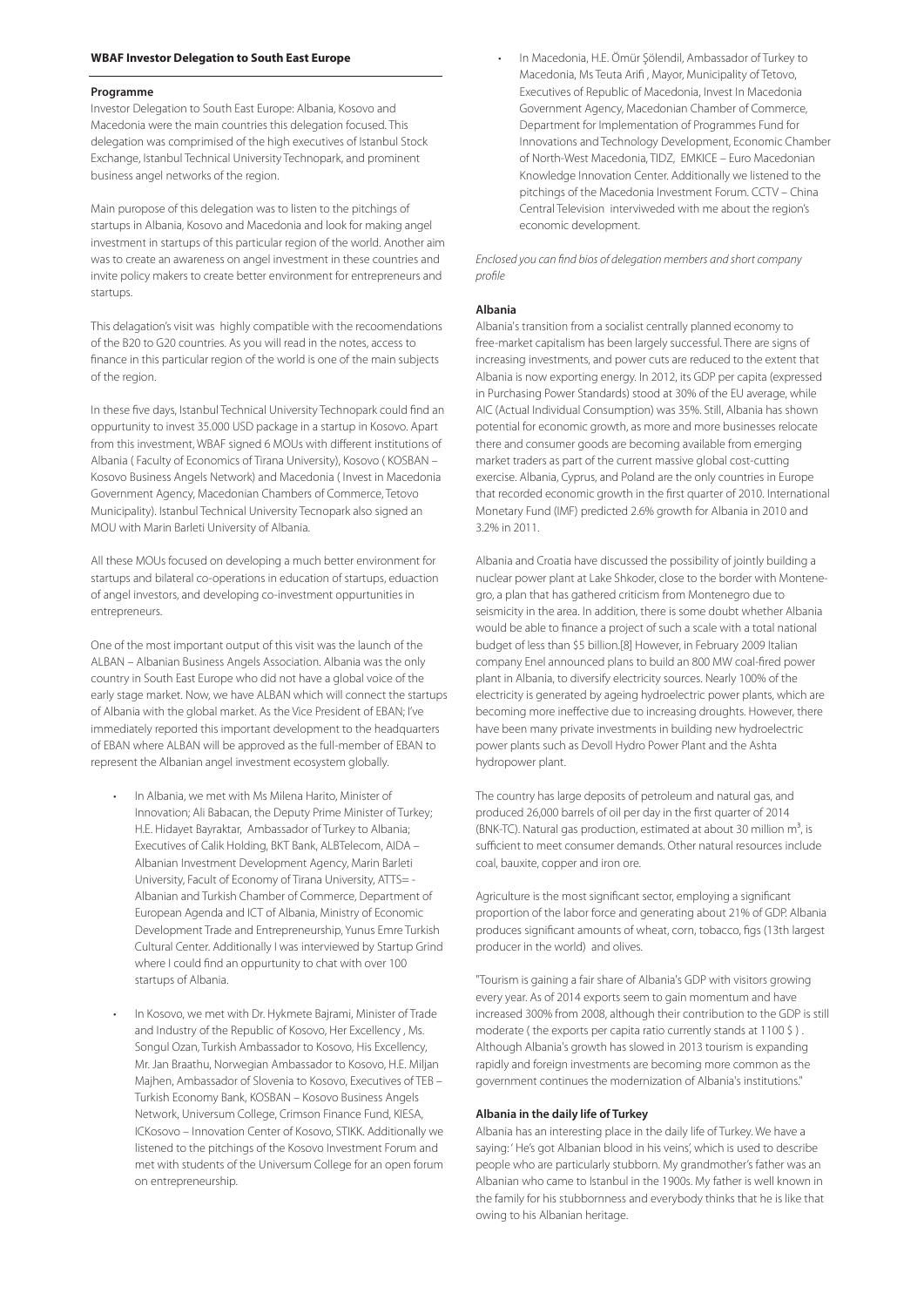#### WBAF Investor Delegation to South East Europe

**Programme**

Investor Delegation to South East Europe: Albania, Kosovo and Macedonia were the main countries this delegation focused. This delegation was comprimised of the high executives of Istanbul Stock Exchange, Istanbul Technical University Technopark, and prominent business angel networks of the region.

Main puropose of this delegation was to listen to the pitchings of startups in Albania, Kosovo and Macedonia and look for making angel investment in startups of this particular region of the world. Another aim was to create an awareness on angel investment in these countries and invite policy makers to create better environment for entrepreneurs and startups.

This delagation's visit was highly compatible with the recoomendations of the B20 to G20 countries. As you will read in the notes, access to finance in this particular region of the world is one of the main subjects of the region.

In these five days, Istanbul Technical University Technopark could find an oppurtunity to invest 35.000 USD package in a startup in Kosovo. Apart from this investment, WBAF signed 6 MOUs with different institutions of Albania ( Faculty of Economics of Tirana University), Kosovo ( KOSBAN – Kosovo Business Angels Network) and Macedonia ( Invest in Macedonia Government Agency, Macedonian Chambers of Commerce, Tetovo Municipality). Istanbul Technical University Tecnopark also signed an MOU with Marin Barleti University of Albania.

All these MOUs focused on developing a much better environment for startups and bilateral co-operations in education of startups, eduaction of angel investors, and developing co-investment oppurtunities in entrepreneurs.

One of the most important output of this visit was the launch of the ALBAN – Albanian Business Angels Association. Albania was the only country in South East Europe who did not have a global voice of the early stage market. Now, we have ALBAN which will connect the startups of Albania with the global market. As the Vice President of EBAN; I've immediately reported this important development to the headquarters of EBAN where ALBAN will be approved as the full-member of EBAN to represent the Albanian angel investment ecosystem globally.

- In Albania, we met with Ms Milena Harito, Minister of Innovation; Ali Babacan, the Deputy Prime Minister of Turkey; H.E. Hidayet Bayraktar, Ambassador of Turkey to Albania; Executives of Calik Holding, BKT Bank, ALBTelecom, AIDA – Albanian Investment Development Agency, Marin Barleti University, Facult of Economy of Tirana University, ATTS= - Albanian and Turkish Chamber of Commerce, Department of European Agenda and ICT of Albania, Ministry of Economic Development Trade and Entrepreneurship, Yunus Emre Turkish Cultural Center. Additionally I was interviewed by Startup Grind where I could find an oppurtunity to chat with over 100 startups of Albania.
- In Kosovo, we met with Dr. Hykmete Bajrami, Minister of Trade and Industry of the Republic of Kosovo, Her Excellency , Ms. Songul Ozan, Turkish Ambassador to Kosovo, His Excellency, Mr. Jan Braathu, Norwegian Ambassador to Kosovo, H.E. Miljan Majhen, Ambassador of Slovenia to Kosovo, Executives of TEB – Turkish Economy Bank, KOSBAN – Kosovo Business Angels Network, Universum College, Crimson Finance Fund, KIESA, ICKosovo – Innovation Center of Kosovo, STIKK. Additionally we listened to the pitchings of the Kosovo Investment Forum and met with students of the Universum College for an open forum on entrepreneurship.
- In Macedonia, H.E. Ömür Şölendil, Ambassador of Turkey to Macedonia, Ms Teuta Arifi , Mayor, Municipality of Tetovo, Executives of Republic of Macedonia, Invest In Macedonia Government Agency, Macedonian Chamber of Commerce, Department for Implementation of Programmes Fund for Innovations and Technology Development, Economic Chamber of North-West Macedonia, TIDZ, EMKICE – Euro Macedonian Knowledge Innovation Center. Additionally we listened to the pitchings of the Macedonia Investment Forum. CCTV – China Central Television interviweded with me about the region's economic development.

*Enclosed you can find bios of delegation members and short company profile*

**Albania**

Albania's transition from a socialist centrally planned economy to free-market capitalism has been largely successful. There are signs of increasing investments, and power cuts are reduced to the extent that Albania is now exporting energy. In 2012, its GDP per capita (expressed in Purchasing Power Standards) stood at 30% of the EU average, while AIC (Actual Individual Consumption) was 35%. Still, Albania has shown potential for economic growth, as more and more businesses relocate there and consumer goods are becoming available from emerging market traders as part of the current massive global cost-cutting exercise. Albania, Cyprus, and Poland are the only countries in Europe that recorded economic growth in the first quarter of 2010. International Monetary Fund (IMF) predicted 2.6% growth for Albania in 2010 and 3.2% in 2011.

Albania and Croatia have discussed the possibility of jointly building a nuclear power plant at Lake Shkoder, close to the border with Montenegro, a plan that has gathered criticism from Montenegro due to seismicity in the area. In addition, there is some doubt whether Albania would be able to finance a project of such a scale with a total national budget of less than $5 billion.[8] However, in February 2009 Italian company Enel announced plans to build an 800 MW coal-fired power plant in Albania, to diversify electricity sources. Nearly 100% of the electricity is generated by ageing hydroelectric power plants, which are becoming more ineffective due to increasing droughts. However, there have been many private investments in building new hydroelectric power plants such as Devoll Hydro Power Plant and the Ashta hydropower plant.

The country has large deposits of petroleum and natural gas, and produced 26,000 barrels of oil per day in the first quarter of 2014 (BNK-TC). Natural gas production, estimated at about 30 million $m^3$, is sufficient to meet consumer demands. Other natural resources include coal, bauxite, copper and iron ore.

Agriculture is the most significant sector, employing a significant proportion of the labor force and generating about 21% of GDP. Albania produces significant amounts of wheat, corn, tobacco, figs (13th largest producer in the world) and olives.

"Tourism is gaining a fair share of Albania's GDP with visitors growing every year. As of 2014 exports seem to gain momentum and have increased 300% from 2008, although their contribution to the GDP is still moderate ( the exports per capita ratio currently stands at 1100 $ ) . Although Albania's growth has slowed in 2013 tourism is expanding rapidly and foreign investments are becoming more common as the government continues the modernization of Albania's institutions."

**Albania in the daily life of Turkey**

Albania has an interesting place in the daily life of Turkey. We have a saying: ' He's got Albanian blood in his veins', which is used to describe people who are particularly stubborn. My grandmother's father was an Albanian who came to Istanbul in the 1900s. My father is well known in the family for his stubbornness and everybody thinks that he is like that owing to his Albanian heritage.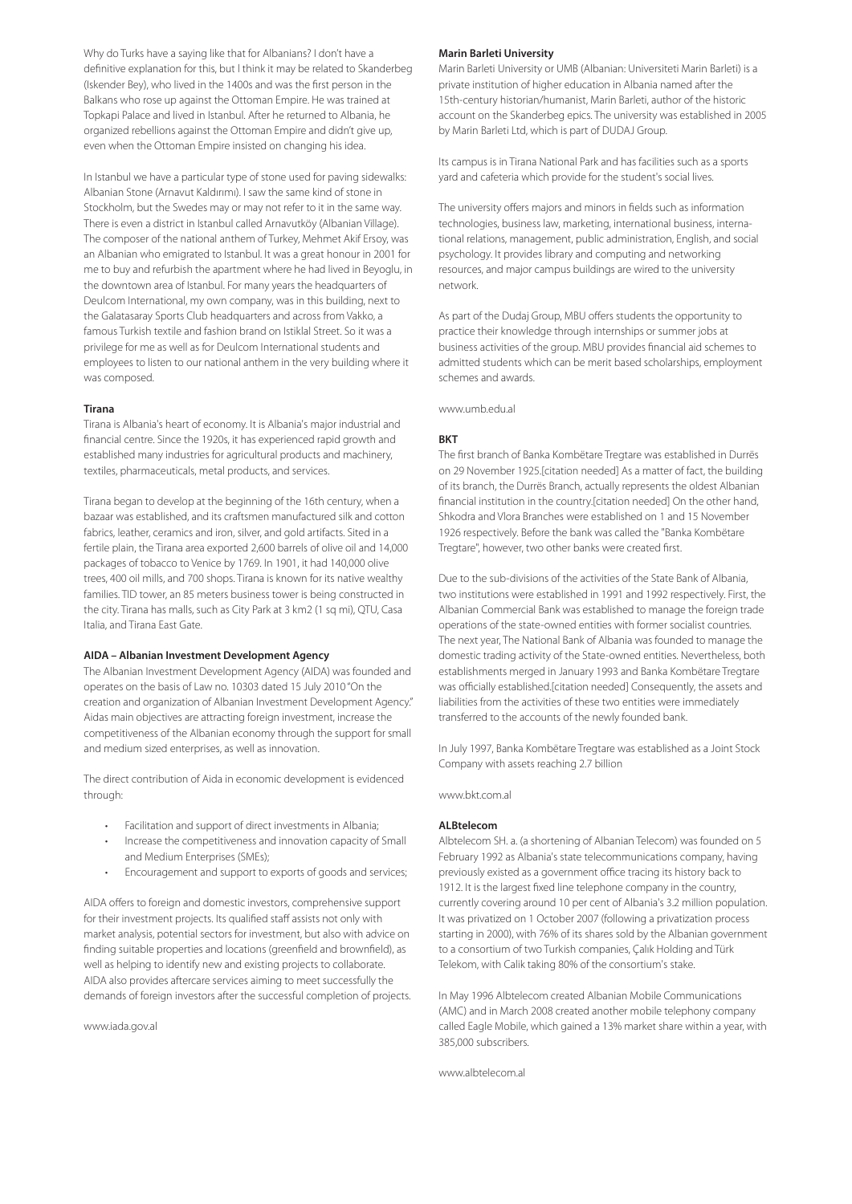Why do Turks have a saying like that for Albanians? I don't have a definitive explanation for this, but I think it may be related to Skanderbeg (Iskender Bey), who lived in the 1400s and was the first person in the Balkans who rose up against the Ottoman Empire. He was trained at Topkapi Palace and lived in Istanbul. After he returned to Albania, he organized rebellions against the Ottoman Empire and didn't give up, even when the Ottoman Empire insisted on changing his idea.

In Istanbul we have a particular type of stone used for paving sidewalks: Albanian Stone (Arnavut Kaldırımı). I saw the same kind of stone in Stockholm, but the Swedes may or may not refer to it in the same way. There is even a district in Istanbul called Arnavutköy (Albanian Village). The composer of the national anthem of Turkey, Mehmet Akif Ersoy, was an Albanian who emigrated to Istanbul. It was a great honour in 2001 for me to buy and refurbish the apartment where he had lived in Beyoglu, in the downtown area of Istanbul. For many years the headquarters of Deulcom International, my own company, was in this building, next to the Galatasaray Sports Club headquarters and across from Vakko, a famous Turkish textile and fashion brand on Istiklal Street. So it was a privilege for me as well as for Deulcom International students and employees to listen to our national anthem in the very building where it was composed.

**Tirana**

Tirana is Albania's heart of economy. It is Albania's major industrial and financial centre. Since the 1920s, it has experienced rapid growth and established many industries for agricultural products and machinery, textiles, pharmaceuticals, metal products, and services.

Tirana began to develop at the beginning of the 16th century, when a bazaar was established, and its craftsmen manufactured silk and cotton fabrics, leather, ceramics and iron, silver, and gold artifacts. Sited in a fertile plain, the Tirana area exported 2,600 barrels of olive oil and 14,000 packages of tobacco to Venice by 1769. In 1901, it had 140,000 olive trees, 400 oil mills, and 700 shops. Tirana is known for its native wealthy families. TID tower, an 85 meters business tower is being constructed in the city. Tirana has malls, such as City Park at 3 km2 (1 sq mi), QTU, Casa Italia, and Tirana East Gate.

**AIDA – Albanian Investment Development Agency**

The Albanian Investment Development Agency (AIDA) was founded and operates on the basis of Law no. 10303 dated 15 July 2010 "On the creation and organization of Albanian Investment Development Agency." Aidas main objectives are attracting foreign investment, increase the competitiveness of the Albanian economy through the support for small and medium sized enterprises, as well as innovation.

The direct contribution of Aida in economic development is evidenced through:

- Facilitation and support of direct investments in Albania;
- Increase the competitiveness and innovation capacity of Small and Medium Enterprises (SMEs);
- Encouragement and support to exports of goods and services;

AIDA offers to foreign and domestic investors, comprehensive support for their investment projects. Its qualified staff assists not only with market analysis, potential sectors for investment, but also with advice on finding suitable properties and locations (greenfield and brownfield), as well as helping to identify new and existing projects to collaborate. AIDA also provides aftercare services aiming to meet successfully the demands of foreign investors after the successful completion of projects.

www.iada.gov.al

**Marin Barleti University**

Marin Barleti University or UMB (Albanian: Universiteti Marin Barleti) is a private institution of higher education in Albania named after the 15th-century historian/humanist, Marin Barleti, author of the historic account on the Skanderbeg epics. The university was established in 2005 by Marin Barleti Ltd, which is part of DUDAJ Group.

Its campus is in Tirana National Park and has facilities such as a sports yard and cafeteria which provide for the student's social lives.

The university offers majors and minors in fields such as information technologies, business law, marketing, international business, international relations, management, public administration, English, and social psychology. It provides library and computing and networking resources, and major campus buildings are wired to the university network.

As part of the Dudaj Group, MBU offers students the opportunity to practice their knowledge through internships or summer jobs at business activities of the group. MBU provides financial aid schemes to admitted students which can be merit based scholarships, employment schemes and awards.

www.umb.edu.al

**BKT**

The first branch of Banka Kombëtare Tregtare was established in Durrës on 29 November 1925.[citation needed] As a matter of fact, the building of its branch, the Durrës Branch, actually represents the oldest Albanian financial institution in the country.[citation needed] On the other hand, Shkodra and Vlora Branches were established on 1 and 15 November 1926 respectively. Before the bank was called the "Banka Kombëtare Tregtare", however, two other banks were created first.

Due to the sub-divisions of the activities of the State Bank of Albania, two institutions were established in 1991 and 1992 respectively. First, the Albanian Commercial Bank was established to manage the foreign trade operations of the state-owned entities with former socialist countries. The next year, The National Bank of Albania was founded to manage the domestic trading activity of the State-owned entities. Nevertheless, both establishments merged in January 1993 and Banka Kombëtare Tregtare was officially established.[citation needed] Consequently, the assets and liabilities from the activities of these two entities were immediately transferred to the accounts of the newly founded bank.

In July 1997, Banka Kombëtare Tregtare was established as a Joint Stock Company with assets reaching 2.7 billion

www.bkt.com.al

**ALBtelecom**

Albtelecom SH. a. (a shortening of Albanian Telecom) was founded on 5 February 1992 as Albania's state telecommunications company, having previously existed as a government office tracing its history back to 1912. It is the largest fixed line telephone company in the country, currently covering around 10 per cent of Albania's 3.2 million population. It was privatized on 1 October 2007 (following a privatization process starting in 2000), with 76% of its shares sold by the Albanian government to a consortium of two Turkish companies, Çalık Holding and Türk Telekom, with Calik taking 80% of the consortium's stake.

In May 1996 Albtelecom created Albanian Mobile Communications (AMC) and in March 2008 created another mobile telephony company called Eagle Mobile, which gained a 13% market share within a year, with 385,000 subscribers.

www.albtelecom.al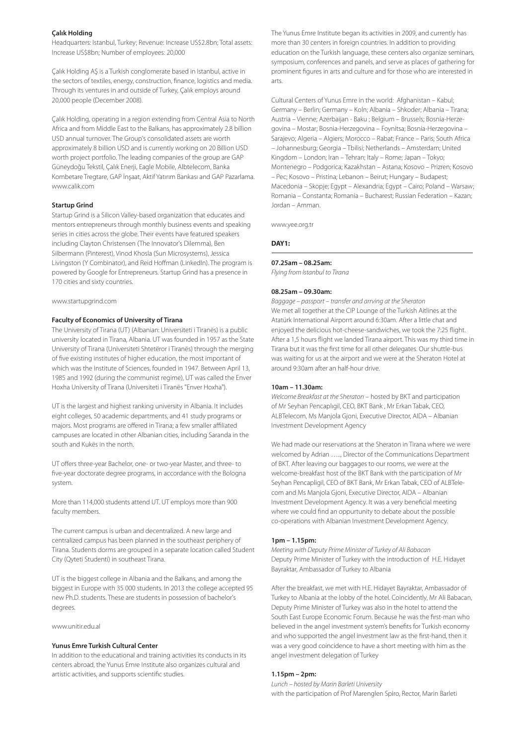**Çalık Holding**

Headquarters: Istanbul, Turkey; Revenue: Increase US$2.8bn; Total assets: Increase US$8bn; Number of employees: 20,000

Çalık Holding AŞ is a Turkish conglomerate based in Istanbul, active in the sectors of textiles, energy, construction, finance, logistics and media. Through its ventures in and outside of Turkey, Çalık employs around 20,000 people (December 2008).

Çalık Holding, operating in a region extending from Central Asia to North Africa and from Middle East to the Balkans, has approximately 2.8 billion USD annual turnover. The Group's consolidated assets are worth approximately 8 billion USD and is currently working on 20 Billion USD worth project portfolio. The leading companies of the group are GAP Güneydoğu Tekstil, Çalık Enerji, Eagle Mobile, Albtelecom, Banka Kombetare Tregtare, GAP İnşaat, Aktif Yatırım Bankası and GAP Pazarlama. www.calik.com

**Startup Grind**

Startup Grind is a Silicon Valley-based organization that educates and mentors entrepreneurs through monthly business events and speaking series in cities across the globe. Their events have featured speakers including Clayton Christensen (The Innovator's Dilemma), Ben Silbermann (Pinterest), Vinod Khosla (Sun Microsystems), Jessica Livingston (Y Combinator), and Reid Hoffman (LinkedIn). The program is powered by Google for Entrepreneurs. Startup Grind has a presence in 170 cities and sixty countries.

www.startupgrind.com

**Faculty of Economics of University of Tirana**

The University of Tirana (UT) (Albanian: Universiteti i Tiranës) is a public university located in Tirana, Albania. UT was founded in 1957 as the State University of Tirana (Universiteti Shtetëror i Tiranës) through the merging of five existing institutes of higher education, the most important of which was the Institute of Sciences, founded in 1947. Between April 13, 1985 and 1992 (during the communist regime), UT was called the Enver Hoxha University of Tirana (Universiteti i Tiranës "Enver Hoxha").

UT is the largest and highest ranking university in Albania. It includes eight colleges, 50 academic departments, and 41 study programs or majors. Most programs are offered in Tirana; a few smaller affiliated campuses are located in other Albanian cities, including Saranda in the south and Kukës in the north.

UT offers three-year Bachelor, one- or two-year Master, and three- to five-year doctorate degree programs, in accordance with the Bologna system.

More than 114,000 students attend UT. UT employs more than 900 faculty members.

The current campus is urban and decentralized. A new large and centralized campus has been planned in the southeast periphery of Tirana. Students dorms are grouped in a separate location called Student City (Qyteti Studenti) in southeast Tirana.

UT is the biggest college in Albania and the Balkans, and among the biggest in Europe with 35 000 students. In 2013 the college accepted 95 new Ph.D. students. These are students in possession of bachelor's degrees.

www.unitir.edu.al

**Yunus Emre Turkish Cultural Center**

In addition to the educational and training activities its conducts in its centers abroad, the Yunus Emre Institute also organizes cultural and artistic activities, and supports scientific studies.

The Yunus Emre Institute began its activities in 2009, and currently has more than 30 centers in foreign countries. In addition to providing education on the Turkish language, these centers also organize seminars, symposium, conferences and panels, and serve as places of gathering for prominent figures in arts and culture and for those who are interested in arts.

Cultural Centers of Yunus Emre in the world: Afghanistan – Kabul; Germany – Berlin; Germany – Koln; Albania – Shkoder; Albania – Tirana; Austria – Vienne; Azerbaijan - Baku ; Belgium – Brussels; Bosnia-Herzegovina – Mostar; Bosnia-Herzegovina – Foynitsa; Bosnia-Herzegovina – Sarajevo; Algeria – Algiers; Morocco – Rabat; France – Paris; South Africa – Johannesburg; Georgia – Tbilisi; Netherlands – Amsterdam; United Kingdom – London; Iran – Tehran; Italy – Rome; Japan – Tokyo; Montenegro – Podgorica; Kazakhstan – Astana; Kosovo – Prizren; Kosovo – Pec; Kosovo – Pristina; Lebanon – Beirut; Hungary – Budapest; Macedonia – Skopje; Egypt – Alexandria; Egypt – Cairo; Poland – Warsaw; Romania – Constanta; Romania – Bucharest; Russian Federation – Kazan; Jordan – Amman.

www.yee.org.tr

**DAY1:**

---

**07.25am – 08.25am:**
*Flying from Istanbul to Tirana*

**08.25am – 09.30am:**
*Baggage – passport – transfer and arrving at the Sheraton*
We met all together at the CIP Lounge of the Turkish Aitlines at the Atatürk International Airporrt around 6:30am. After a little chat and enjoyed the delicious hot-cheese-sandwiches, we took the 7:25 flight. After a 1,5 hours flight we landed Tirana airport. This was my third time in Tirana but it was the first time for all other delegates. Our shuttle-bus was waiting for us at the airport and we were at the Sheraton Hotel at around 9:30am after an half-hour drive.

**10am – 11.30am:**
*Welcome Breakfast at the Sheraton* – hosted by BKT and participation of Mr Seyhan Pencaplıgil, CEO, BKT Bank , Mr Erkan Tabak, CEO, ALBTelecom, Ms Manjola Gjoni, Executive Director, AIDA – Albanian Investment Development Agency

We had made our reservations at the Sheraton in Tirana where we were welcomed by Adrian ….., Director of the Communications Department of BKT. After leaving our baggages to our rooms, we were at the welcome-breakfast host of the BKT Bank with the participation of Mr Seyhan Pencapligil, CEO of BKT Bank, Mr Erkan Tabak, CEO of ALBTelecom and Ms Manjola Gjoni, Executive Director, AIDA – Albanian Investment Development Agency. It was a very beneficial meeting where we could find an oppurtunity to debate about the possible co-operations with Albanian Investment Development Agency.

**1pm – 1.15pm:**
*Meeting with Deputy Prime Minister of Turkey of Ali Babacan*
Deputy Prime Minister of Turkey with the introduction of H.E. Hidayet Bayraktar, Ambassador of Turkey to Albania

After the breakfast, we met with H.E. Hidayet Bayraktar, Ambassador of Turkey to Albania at the lobby of the hotel. Coincidently, Mr Ali Babacan, Deputy Prime Minister of Turkey was also in the hotel to attend the South East Europe Economic Forum. Because he was the first-man who believed in the angel investment system's benefits for Turkish economy and who supported the angel investment law as the first-hand, then it was a very good coincidence to have a short meeting with him as the angel investment delegation of Turkey

**1.15pm – 2pm:**
*Lunch – hosted by Marin Barleti University*
with the participation of Prof Marenglen Spiro, Rector, Marin Barleti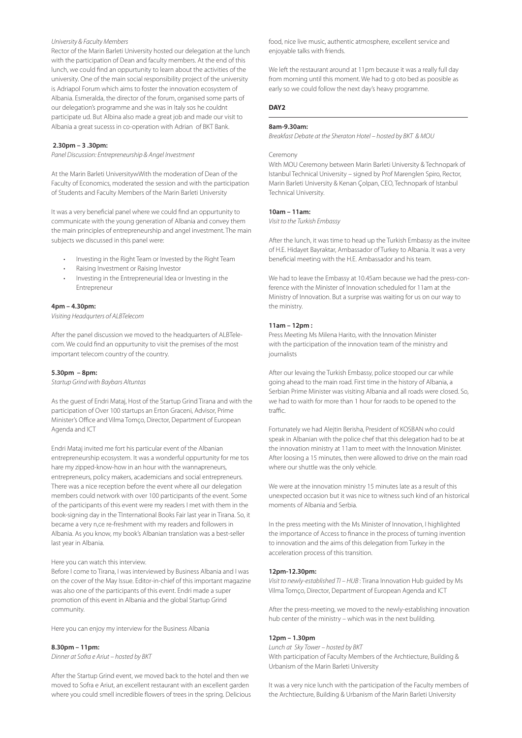*University & Faculty Members*

Rector of the Marin Barleti University hosted our delegation at the lunch with the participation of Dean and faculty members. At the end of this lunch, we could find an oppurtunity to learn about the activities of the university. One of the main social responsibility project of the university is Adriapol Forum which aims to foster the innovation ecosystem of Albania. Esmeralda, the director of the forum, organised some parts of our delegation's programme and she was in Italy sos he couldnt participate ud. But Albina also made a great job and made our visit to Albania a great sucesss in co-operation with Adrian of BKT Bank.

**2.30pm – 3 .30pm:**

*Panel Discussion: Entrepreneurship & Angel Investment*

At the Marin Barleti UniversitywWith the moderation of Dean of the Faculty of Economics, moderated the session and with the participation of Students and Faculty Members of the Marin Barleti University

It was a very beneficial panel where we could find an oppurtunity to communicate with the young generation of Albania and convey them the main principles of entrepreneurship and angel investment. The main subjects we discussed in this panel were:

- Investing in the Right Team or Invested by the Right Team
- Raising Investment or Raising İnvestor
- Investing in the Entrepreneurial Idea or Investing in the Entrepreneur

**4pm – 4.30pm:**

*Visiting Headqurters of ALBTelecom*

After the panel discussion we moved to the headquarters of ALBTelecom. We could find an oppurtunity to visit the premises of the most important telecom country of the country.

**5.30pm – 8pm:**

*Startup Grind with Baybars Altuntas*

As the guest of Endri Mataj, Host of the Startup Grind Tirana and with the participation of Over 100 startups an Erton Graceni, Advisor, Prime Minister's Office and Vilma Tomço, Director, Department of European Agenda and ICT

Endri Mataj invited me fort his particular event of the Albanian entrepreneurship ecosystem. It was a wonderful oppurtunity for me tos hare my zipped-know-how in an hour with the wannapreneurs, entrepreneurs, policy makers, academicians and social entrepreneurs. There was a nice reception before the event where all our delegation members could network with over 100 participants of the event. Some of the participants of this event were my readers I met with them in the book-signing day in the TInternational Books Fair last year in Tirana. So, it became a very n,ce re-freshment with my readers and followers in Albania. As you know, my book's Albanian translation was a best-seller last year in Albania.

Here you can watch this interview.

Before I come to Tirana, I was interviewed by Business Albania and I was on the cover of the May Issue. Editor-in-chief of this important magazine was also one of the participants of this event. Endri made a super promotion of this event in Albania and the global Startup Grind community.

Here you can enjoy my interview for the Business Albania

**8.30pm – 11pm:**

*Dinner at Sofra e Ariut – hosted by BKT*

After the Startup Grind event, we moved back to the hotel and then we moved to Sofra e Ariut, an excellent restaurant with an excellent garden where you could smell incredible flowers of trees in the spring. Delicious food, nice live music, authentic atmosphere, excellent service and enjoyable talks with friends.

We left the restaurant around at 11pm because it was a really full day from morning until this moment. We had to g oto bed as poosible as early so we could follow the next day's heavy programme.

## DAY2

**8am-9.30am:**

*Breakfast Debate at the Sheraton Hotel – hosted by BKT & MOU*

Ceremony

With MOU Ceremony between Marin Barleti University & Technopark of Istanbul Technical University – signed by Prof Marenglen Spiro, Rector, Marin Barleti University & Kenan Çolpan, CEO, Technopark of Istanbul Technical University.

**10am – 11am:**

*Visit to the Turkish Embassy*

After the lunch, it was time to head up the Turkish Embassy as the invitee of H.E. Hidayet Bayraktar, Ambassador of Turkey to Albania. It was a very beneficial meeting with the H.E. Ambassador and his team.

We had to leave the Embassy at 10.45am because we had the press-conference with the Minister of Innovation scheduled for 11am at the Ministry of Innovation. But a surprise was waiting for us on our way to the ministry.

**11am – 12pm :**

Press Meeting Ms Milena Harito, with the Innovation Minister with the participation of the innovation team of the ministry and journalists

After our levaing the Turkish Embassy, police stooped our car while going ahead to the main road. First time in the history of Albania, a Serbian Prime Minister was visiting Albania and all roads were closed. So, we had to waith for more than 1 hour for raods to be opened to the traffic.

Fortunately we had Alejtin Berisha, President of KOSBAN who could speak in Albanian with the police chef that this delegation had to be at the innovation ministry at 11am to meet with the Innovation Minister. After loosing a 15 minutes, then were allowed to drive on the main road where our shuttle was the only vehicle.

We were at the innovation ministry 15 minutes late as a result of this unexpected occasion but it was nice to witness such kind of an historical moments of Albania and Serbia.

In the press meeting with the Ms Minister of Innovation, I highlighted the importance of Access to finance in the process of turning invention to innovation and the aims of this delegation from Turkey in the acceleration process of this transition.

**12pm-12.30pm:**

*Visit to newly-established TI – HUB* : Tirana Innovation Hub guided by Ms Vilma Tomço, Director, Department of European Agenda and ICT

After the press-meeting, we moved to the newly-establishing innovation hub center of the ministry – which was in the next bulilding.

**12pm – 1.30pm**

*Lunch at Sky Tower – hosted by BKT*

With participation of Faculty Members of the Archtiecture, Building & Urbanism of the Marin Barleti University

It was a very nice lunch with the participation of the Faculty members of the Archtiecture, Building & Urbanism of the Marin Barleti University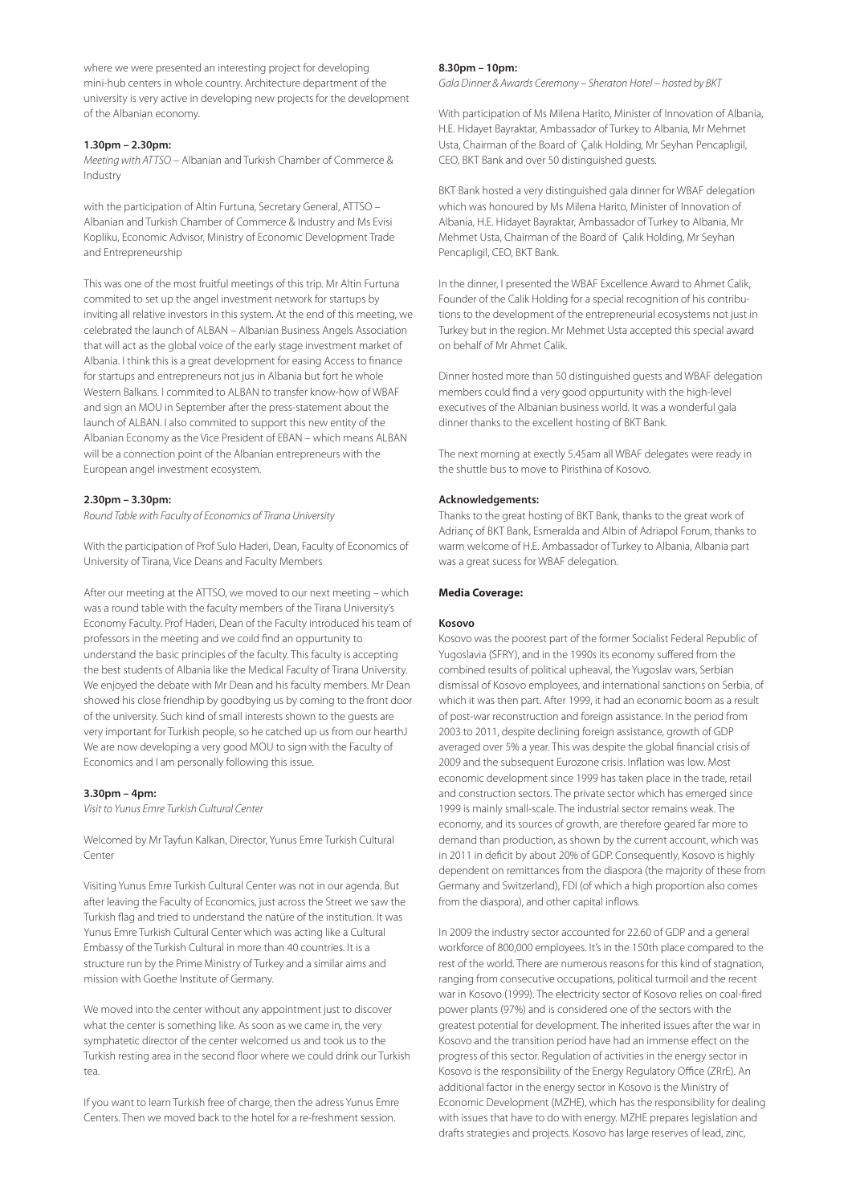where we were presented an interesting project for developing mini-hub centers in whole country. Architecture department of the university is very active in developing new projects for the development of the Albanian economy.

**1.30pm – 2.30pm:**

*Meeting with ATTSO* – Albanian and Turkish Chamber of Commerce & Industry

with the participation of Altin Furtuna, Secretary General, ATTSO – Albanian and Turkish Chamber of Commerce & Industry and Ms Evisi Kopliku, Economic Advisor, Ministry of Economic Development Trade and Entrepreneurship

This was one of the most fruitful meetings of this trip. Mr Altin Furtuna commited to set up the angel investment network for startups by inviting all relative investors in this system. At the end of this meeting, we celebrated the launch of ALBAN – Albanian Business Angels Association that will act as the global voice of the early stage investment market of Albania. I think this is a great development for easing Access to finance for startups and entrepreneurs not jus in Albania but fort he whole Western Balkans. I commited to ALBAN to transfer know-how of WBAF and sign an MOU in September after the press-statement about the launch of ALBAN. I also commited to support this new entity of the Albanian Economy as the Vice President of EBAN – which means ALBAN will be a connection point of the Albanian entrepreneurs with the European angel investment ecosystem.

**2.30pm – 3.30pm:**

*Round Table with Faculty of Economics of Tirana University*

With the participation of Prof Sulo Haderi, Dean, Faculty of Economics of University of Tirana, Vice Deans and Faculty Members

After our meeting at the ATTSO, we moved to our next meeting – which was a round table with the faculty members of the Tirana University's Economy Faculty. Prof Haderi, Dean of the Faculty introduced his team of professors in the meeting and we coıld find an oppurtunity to understand the basic principles of the faculty. This faculty is accepting the best students of Albania like the Medical Faculty of Tirana University. We enjoyed the debate with Mr Dean and his faculty members. Mr Dean showed his close friendhip by goodbying us by coming to the front door of the university. Such kind of small interests shown to the guests are very important for Turkish people, so he catched up us from our hearthJ We are now developing a very good MOU to sign with the Faculty of Economics and I am personally following this issue.

**3.30pm – 4pm:**

*Visit to Yunus Emre Turkish Cultural Center*

Welcomed by Mr Tayfun Kalkan, Director, Yunus Emre Turkish Cultural Center

Visiting Yunus Emre Turkish Cultural Center was not in our agenda. But after leaving the Faculty of Economics, just across the Street we saw the Turkish flag and tried to understand the natüre of the institution. It was Yunus Emre Turkish Cultural Center which was acting like a Cultural Embassy of the Turkish Cultural in more than 40 countries. It is a structure run by the Prime Ministry of Turkey and a similar aims and mission with Goethe Institute of Germany.

We moved into the center without any appointment just to discover what the center is something like. As soon as we came in, the very symphatetic director of the center welcomed us and took us to the Turkish resting area in the second floor where we could drink our Turkish tea.

If you want to learn Turkish free of charge, then the adress Yunus Emre Centers. Then we moved back to the hotel for a re-freshment session.

**8.30pm – 10pm:**

*Gala Dinner & Awards Ceremony – Sheraton Hotel – hosted by BKT*

With participation of Ms Milena Harito, Minister of Innovation of Albania, H.E. Hidayet Bayraktar, Ambassador of Turkey to Albania, Mr Mehmet Usta, Chairman of the Board of Çalık Holding, Mr Seyhan Pencaplıgil, CEO, BKT Bank and over 50 distinguished guests.

BKT Bank hosted a very distinguished gala dinner for WBAF delegation which was honoured by Ms Milena Harito, Minister of Innovation of Albania, H.E. Hidayet Bayraktar, Ambassador of Turkey to Albania, Mr Mehmet Usta, Chairman of the Board of Çalık Holding, Mr Seyhan Pencaplıgil, CEO, BKT Bank.

In the dinner, I presented the WBAF Excellence Award to Ahmet Calik, Founder of the Calik Holding for a special recognition of his contributions to the development of the entrepreneurial ecosystems not just in Turkey but in the region. Mr Mehmet Usta accepted this special award on behalf of Mr Ahmet Calik.

Dinner hosted more than 50 distinguished guests and WBAF delegation members could find a very good oppurtunity with the high-level executives of the Albanian business world. It was a wonderful gala dinner thanks to the excellent hosting of BKT Bank.

The next morning at exectly 5.45am all WBAF delegates were ready in the shuttle bus to move to Piristhina of Kosovo.

**Acknowledgements:**

Thanks to the great hosting of BKT Bank, thanks to the great work of Adrianç of BKT Bank, Esmeralda and Albin of Adriapol Forum, thanks to warm welcome of H.E. Ambassador of Turkey to Albania, Albania part was a great sucess for WBAF delegation.

**Media Coverage:**

**Kosovo**

Kosovo was the poorest part of the former Socialist Federal Republic of Yugoslavia (SFRY), and in the 1990s its economy suffered from the combined results of political upheaval, the Yugoslav wars, Serbian dismissal of Kosovo employees, and international sanctions on Serbia, of which it was then part. After 1999, it had an economic boom as a result of post-war reconstruction and foreign assistance. In the period from 2003 to 2011, despite declining foreign assistance, growth of GDP averaged over 5% a year. This was despite the global financial crisis of 2009 and the subsequent Eurozone crisis. Inflation was low. Most economic development since 1999 has taken place in the trade, retail and construction sectors. The private sector which has emerged since 1999 is mainly small-scale. The industrial sector remains weak. The economy, and its sources of growth, are therefore geared far more to demand than production, as shown by the current account, which was in 2011 in deficit by about 20% of GDP. Consequently, Kosovo is highly dependent on remittances from the diaspora (the majority of these from Germany and Switzerland), FDI (of which a high proportion also comes from the diaspora), and other capital inflows.

In 2009 the industry sector accounted for 22.60 of GDP and a general workforce of 800,000 employees. It's in the 150th place compared to the rest of the world. There are numerous reasons for this kind of stagnation, ranging from consecutive occupations, political turmoil and the recent war in Kosovo (1999). The electricity sector of Kosovo relies on coal-fired power plants (97%) and is considered one of the sectors with the greatest potential for development. The inherited issues after the war in Kosovo and the transition period have had an immense effect on the progress of this sector. Regulation of activities in the energy sector in Kosovo is the responsibility of the Energy Regulatory Office (ZRrE). An additional factor in the energy sector in Kosovo is the Ministry of Economic Development (MZHE), which has the responsibility for dealing with issues that have to do with energy. MZHE prepares legislation and drafts strategies and projects. Kosovo has large reserves of lead, zinc,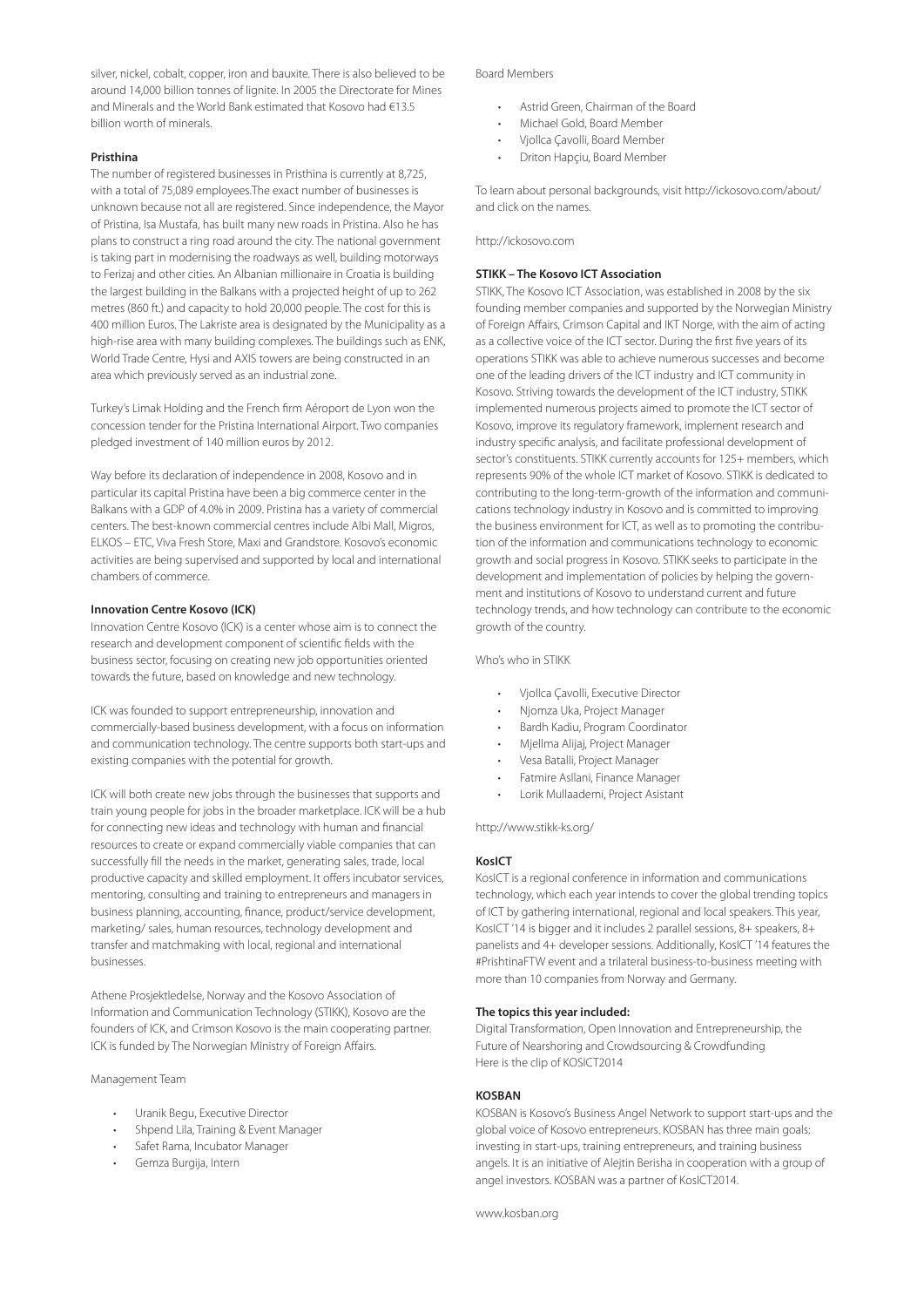silver, nickel, cobalt, copper, iron and bauxite. There is also believed to be around 14,000 billion tonnes of lignite. In 2005 the Directorate for Mines and Minerals and the World Bank estimated that Kosovo had €13.5 billion worth of minerals.

**Pristhina**

The number of registered businesses in Pristhina is currently at 8,725, with a total of 75,089 employees.The exact number of businesses is unknown because not all are registered. Since independence, the Mayor of Pristina, Isa Mustafa, has built many new roads in Pristina. Also he has plans to construct a ring road around the city. The national government is taking part in modernising the roadways as well, building motorways to Ferizaj and other cities. An Albanian millionaire in Croatia is building the largest building in the Balkans with a projected height of up to 262 metres (860 ft.) and capacity to hold 20,000 people. The cost for this is 400 million Euros. The Lakriste area is designated by the Municipality as a high-rise area with many building complexes. The buildings such as ENK, World Trade Centre, Hysi and AXIS towers are being constructed in an area which previously served as an industrial zone.

Turkey's Limak Holding and the French firm Aéroport de Lyon won the concession tender for the Pristina International Airport. Two companies pledged investment of 140 million euros by 2012.

Way before its declaration of independence in 2008, Kosovo and in particular its capital Pristina have been a big commerce center in the Balkans with a GDP of 4.0% in 2009. Pristina has a variety of commercial centers. The best-known commercial centres include Albi Mall, Migros, ELKOS – ETC, Viva Fresh Store, Maxi and Grandstore. Kosovo's economic activities are being supervised and supported by local and international chambers of commerce.

**Innovation Centre Kosovo (ICK)**

Innovation Centre Kosovo (ICK) is a center whose aim is to connect the research and development component of scientific fields with the business sector, focusing on creating new job opportunities oriented towards the future, based on knowledge and new technology.

ICK was founded to support entrepreneurship, innovation and commercially-based business development, with a focus on information and communication technology. The centre supports both start-ups and existing companies with the potential for growth.

ICK will both create new jobs through the businesses that supports and train young people for jobs in the broader marketplace. ICK will be a hub for connecting new ideas and technology with human and financial resources to create or expand commercially viable companies that can successfully fill the needs in the market, generating sales, trade, local productive capacity and skilled employment. It offers incubator services, mentoring, consulting and training to entrepreneurs and managers in business planning, accounting, finance, product/service development, marketing/ sales, human resources, technology development and transfer and matchmaking with local, regional and international businesses.

Athene Prosjektledelse, Norway and the Kosovo Association of Information and Communication Technology (STIKK), Kosovo are the founders of ICK, and Crimson Kosovo is the main cooperating partner. ICK is funded by The Norwegian Ministry of Foreign Affairs.

Management Team

- Uranik Begu, Executive Director
- Shpend Lila, Training & Event Manager
- Safet Rama, Incubator Manager
- Gemza Burgija, Intern

Board Members

- Astrid Green, Chairman of the Board
- Michael Gold, Board Member
- Vjollca Çavolli, Board Member
- Driton Hapçiu, Board Member

To learn about personal backgrounds, visit http://ickosovo.com/about/ and click on the names.

http://ickosovo.com

**STIKK – The Kosovo ICT Association**

STIKK, The Kosovo ICT Association, was established in 2008 by the six founding member companies and supported by the Norwegian Ministry of Foreign Affairs, Crimson Capital and IKT Norge, with the aim of acting as a collective voice of the ICT sector. During the first five years of its operations STIKK was able to achieve numerous successes and become one of the leading drivers of the ICT industry and ICT community in Kosovo. Striving towards the development of the ICT industry, STIKK implemented numerous projects aimed to promote the ICT sector of Kosovo, improve its regulatory framework, implement research and industry specific analysis, and facilitate professional development of sector's constituents. STIKK currently accounts for 125+ members, which represents 90% of the whole ICT market of Kosovo. STIKK is dedicated to contributing to the long-term-growth of the information and communications technology industry in Kosovo and is committed to improving the business environment for ICT, as well as to promoting the contribution of the information and communications technology to economic growth and social progress in Kosovo. STIKK seeks to participate in the development and implementation of policies by helping the government and institutions of Kosovo to understand current and future technology trends, and how technology can contribute to the economic growth of the country.

Who's who in STIKK

- Vjollca Çavolli, Executive Director
- Njomza Uka, Project Manager
- Bardh Kadiu, Program Coordinator
- Mjellma Alijaj, Project Manager
- Vesa Batalli, Project Manager
- Fatmire Asllani, Finance Manager
- Lorik Mullaademi, Project Asistant

http://www.stikk-ks.org/

**KosICT**

KosICT is a regional conference in information and communications technology, which each year intends to cover the global trending topics of ICT by gathering international, regional and local speakers. This year, KosICT '14 is bigger and it includes 2 parallel sessions, 8+ speakers, 8+ panelists and 4+ developer sessions. Additionally, KosICT '14 features the #PrishtinaFTW event and a trilateral business-to-business meeting with more than 10 companies from Norway and Germany.

**The topics this year included:**

Digital Transformation, Open Innovation and Entrepreneurship, the Future of Nearshoring and Crowdsourcing & Crowdfunding
Here is the clip of KOSICT2014

**KOSBAN**

KOSBAN is Kosovo's Business Angel Network to support start-ups and the global voice of Kosovo entrepreneurs. KOSBAN has three main goals: investing in start-ups, training entrepreneurs, and training business angels. It is an initiative of Alejtin Berisha in cooperation with a group of angel investors. KOSBAN was a partner of KosICT2014.

www.kosban.org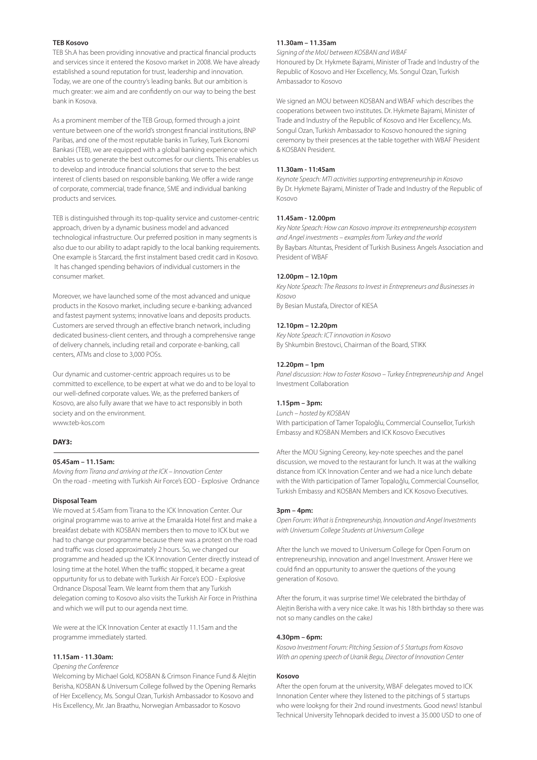**TEB Kosovo**

TEB Sh.A has been providing innovative and practical financial products and services since it entered the Kosovo market in 2008. We have already established a sound reputation for trust, leadership and innovation. Today, we are one of the country's leading banks. But our ambition is much greater: we aim and are confidently on our way to being the best bank in Kosova.

As a prominent member of the TEB Group, formed through a joint venture between one of the world's strongest financial institutions, BNP Paribas, and one of the most reputable banks in Turkey, Turk Ekonomi Bankasi (TEB), we are equipped with a global banking experience which enables us to generate the best outcomes for our clients. This enables us to develop and introduce financial solutions that serve to the best interest of clients based on responsible banking. We offer a wide range of corporate, commercial, trade finance, SME and individual banking products and services.

TEB is distinguished through its top-quality service and customer-centric approach, driven by a dynamic business model and advanced technological infrastructure. Our preferred position in many segments is also due to our ability to adapt rapidly to the local banking requirements. One example is Starcard, the first instalment based credit card in Kosovo. It has changed spending behaviors of individual customers in the consumer market.

Moreover, we have launched some of the most advanced and unique products in the Kosovo market, including secure e-banking; advanced and fastest payment systems; innovative loans and deposits products. Customers are served through an effective branch network, including dedicated business-client centers, and through a comprehensive range of delivery channels, including retail and corporate e-banking, call centers, ATMs and close to 3,000 POSs.

Our dynamic and customer-centric approach requires us to be committed to excellence, to be expert at what we do and to be loyal to our well-defined corporate values. We, as the preferred bankers of Kosovo, are also fully aware that we have to act responsibly in both society and on the environment.
www.teb-kos.com

**DAY3:**

**05.45am – 11.15am:**

*Moving from Tirana and arriving at the ICK – Innovation Center*
On the road - meeting with Turkish Air Force's EOD - Explosive Ordnance

**Disposal Team**

We moved at 5.45am from Tirana to the ICK Innovation Center. Our original programme was to arrive at the Emaralda Hotel first and make a breakfast debate with KOSBAN members then to move to ICK but we had to change our programme because there was a protest on the road and traffic was closed approximately 2 hours. So, we changed our programme and headed up the ICK Innovation Center directly instead of losing time at the hotel. When the traffic stopped, it became a great oppurtunity for us to debate with Turkish Air Force's EOD - Explosive Ordnance Disposal Team. We learnt from them that any Turkish delegation coming to Kosovo also visits the Turkish Air Force in Pristhina and which we will put to our agenda next time.

We were at the ICK Innovation Center at exactly 11.15am and the programme immediately started.

**11.15am - 11.30am:**

*Opening the Conference*
Welcoming by Michael Gold, KOSBAN & Crimson Finance Fund & Alejtin Berisha, KOSBAN & Universum College follwed by the Opening Remarks of Her Excellency, Ms. Songul Ozan, Turkish Ambassador to Kosovo and His Excellency, Mr. Jan Braathu, Norwegian Ambassador to Kosovo

**11.30am – 11.35am**

*Signing of the MoU between KOSBAN and WBAF*
Honoured by Dr. Hykmete Bajrami, Minister of Trade and Industry of the Republic of Kosovo and Her Excellency, Ms. Songul Ozan, Turkish Ambassador to Kosovo

We signed an MOU between KOSBAN and WBAF which describes the cooperations between two institutes. Dr. Hykmete Bajrami, Minister of Trade and Industry of the Republic of Kosovo and Her Excellency, Ms. Songul Ozan, Turkish Ambassador to Kosovo honoured the signing ceremony by their presences at the table together with WBAF President & KOSBAN President.

**11.30am - 11:45am**

*Keynote Speach: MTI activities supporting entrepreneurship in Kosovo*
By Dr. Hykmete Bajrami, Minister of Trade and Industry of the Republic of Kosovo

**11.45am - 12.00pm**

*Key Note Speach: How can Kosovo improve its entrepreneurship ecosystem and Angel investments – examples from Turkey and the world*
By Baybars Altuntas, President of Turkish Business Angels Association and President of WBAF

**12.00pm – 12.10pm**

*Key Note Speach: The Reasons to Invest in Entrepreneurs and Businesses in Kosovo*
By Besian Mustafa, Director of KIESA

**12.10pm – 12.20pm**

*Key Note Speach: ICT innovation in Kosovo*
By Shkumbin Brestovci, Chairman of the Board, STIKK

**12.20pm – 1pm**

*Panel discussion: How to Foster Kosovo – Turkey Entrepreneurship and* Angel Investment Collaboration

**1.15pm – 3pm:**

*Lunch – hosted by KOSBAN*
With participation of Tamer Topaloğlu, Commercial Counsellor, Turkish Embassy and KOSBAN Members and ICK Kosovo Executives

After the MOU Signing Cereony, key-note speeches and the panel discussion, we moved to the restaurant for lunch. It was at the walking distance from ICK Innovation Center and we had a nice lunch debate with the with participation of Tamer Topaloğlu, Commercial Counsellor, Turkish Embassy and KOSBAN Members and ICK Kosovo Executives.

**3pm – 4pm:**

*Open Forum: What is Entrepreneurship, Innovation and Angel Investments with Universum College Students at Universum College*

After the lunch we moved to Universum College for Open Forum on entrepreneurship, innovation and angel Investment. Answer Here we could find an oppurtunity to answer the quetions of the young generation of Kosovo.

After the forum, it was surprise time! We celebrated the birthday of Alejtin Berisha with a very nice cake. It was his 18th birthday so there was not so many candles on the cakeJ

**4.30pm – 6pm:**

*Kosovo Investment Forum: Pitching Session of 5 Startups from Kosovo With an opening speech of Uranik Begu, Director of Innovation Center*

**Kosovo**

After the open forum at the university, WBAF delegates moved to ICK Innonation Center where they listened to the pitchings of 5 startups who were lookşng for their 2nd round investments. Good news! Istanbul Technical University Tehnopark decided to invest a 35.000 USD to one of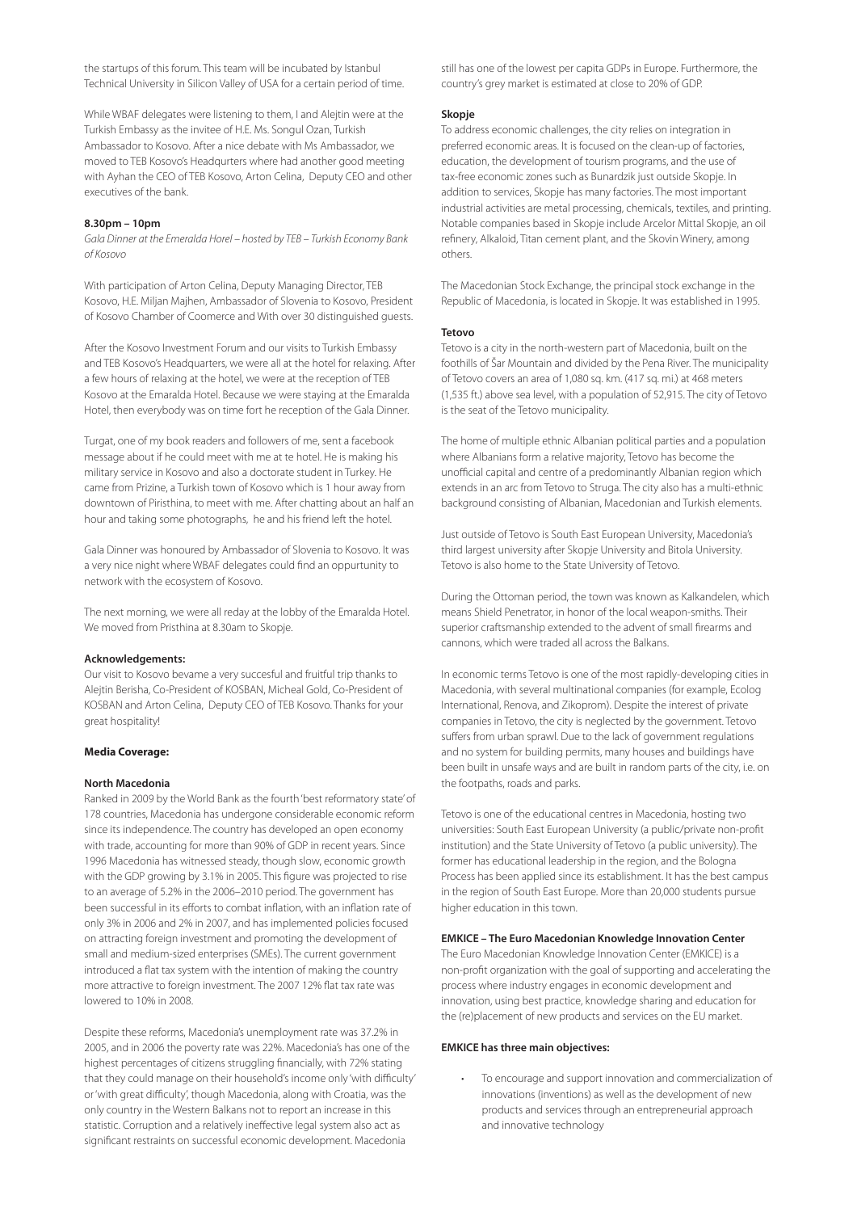the startups of this forum. This team will be incubated by Istanbul Technical University in Silicon Valley of USA for a certain period of time.

While WBAF delegates were listening to them, I and Alejtin were at the Turkish Embassy as the invitee of H.E. Ms. Songul Ozan, Turkish Ambassador to Kosovo. After a nice debate with Ms Ambassador, we moved to TEB Kosovo's Headqurters where had another good meeting with Ayhan the CEO of TEB Kosovo, Arton Celina, Deputy CEO and other executives of the bank.

**8.30pm – 10pm**

*Gala Dinner at the Emeralda Horel – hosted by TEB – Turkish Economy Bank of Kosovo*

With participation of Arton Celina, Deputy Managing Director, TEB Kosovo, H.E. Miljan Majhen, Ambassador of Slovenia to Kosovo, President of Kosovo Chamber of Coomerce and With over 30 distinguished guests.

After the Kosovo Investment Forum and our visits to Turkish Embassy and TEB Kosovo's Headquarters, we were all at the hotel for relaxing. After a few hours of relaxing at the hotel, we were at the reception of TEB Kosovo at the Emaralda Hotel. Because we were staying at the Emaralda Hotel, then everybody was on time fort he reception of the Gala Dinner.

Turgat, one of my book readers and followers of me, sent a facebook message about if he could meet with me at te hotel. He is making his military service in Kosovo and also a doctorate student in Turkey. He came from Prizine, a Turkish town of Kosovo which is 1 hour away from downtown of Piristhina, to meet with me. After chatting about an half an hour and taking some photographs, he and his friend left the hotel.

Gala Dinner was honoured by Ambassador of Slovenia to Kosovo. It was a very nice night where WBAF delegates could find an oppurtunity to network with the ecosystem of Kosovo.

The next morning, we were all reday at the lobby of the Emaralda Hotel. We moved from Pristhina at 8.30am to Skopje.

**Acknowledgements:**

Our visit to Kosovo bevame a very succesful and fruitful trip thanks to Alejtin Berisha, Co-President of KOSBAN, Micheal Gold, Co-President of KOSBAN and Arton Celina, Deputy CEO of TEB Kosovo. Thanks for your great hospitality!

**Media Coverage:**

**North Macedonia**

Ranked in 2009 by the World Bank as the fourth 'best reformatory state' of 178 countries, Macedonia has undergone considerable economic reform since its independence. The country has developed an open economy with trade, accounting for more than 90% of GDP in recent years. Since 1996 Macedonia has witnessed steady, though slow, economic growth with the GDP growing by 3.1% in 2005. This figure was projected to rise to an average of 5.2% in the 2006–2010 period. The government has been successful in its efforts to combat inflation, with an inflation rate of only 3% in 2006 and 2% in 2007, and has implemented policies focused on attracting foreign investment and promoting the development of small and medium-sized enterprises (SMEs). The current government introduced a flat tax system with the intention of making the country more attractive to foreign investment. The 2007 12% flat tax rate was lowered to 10% in 2008.

Despite these reforms, Macedonia's unemployment rate was 37.2% in 2005, and in 2006 the poverty rate was 22%. Macedonia's has one of the highest percentages of citizens struggling financially, with 72% stating that they could manage on their household's income only 'with difficulty' or 'with great difficulty', though Macedonia, along with Croatia, was the only country in the Western Balkans not to report an increase in this statistic. Corruption and a relatively ineffective legal system also act as significant restraints on successful economic development. Macedonia still has one of the lowest per capita GDPs in Europe. Furthermore, the country's grey market is estimated at close to 20% of GDP.

**Skopje**

To address economic challenges, the city relies on integration in preferred economic areas. It is focused on the clean-up of factories, education, the development of tourism programs, and the use of tax-free economic zones such as Bunardzik just outside Skopje. In addition to services, Skopje has many factories. The most important industrial activities are metal processing, chemicals, textiles, and printing. Notable companies based in Skopje include Arcelor Mittal Skopje, an oil refinery, Alkaloid, Titan cement plant, and the Skovin Winery, among others.

The Macedonian Stock Exchange, the principal stock exchange in the Republic of Macedonia, is located in Skopje. It was established in 1995.

**Tetovo**

Tetovo is a city in the north-western part of Macedonia, built on the foothills of Šar Mountain and divided by the Pena River. The municipality of Tetovo covers an area of 1,080 sq. km. (417 sq. mi.) at 468 meters (1,535 ft.) above sea level, with a population of 52,915. The city of Tetovo is the seat of the Tetovo municipality.

The home of multiple ethnic Albanian political parties and a population where Albanians form a relative majority, Tetovo has become the unofficial capital and centre of a predominantly Albanian region which extends in an arc from Tetovo to Struga. The city also has a multi-ethnic background consisting of Albanian, Macedonian and Turkish elements.

Just outside of Tetovo is South East European University, Macedonia's third largest university after Skopje University and Bitola University. Tetovo is also home to the State University of Tetovo.

During the Ottoman period, the town was known as Kalkandelen, which means Shield Penetrator, in honor of the local weapon-smiths. Their superior craftsmanship extended to the advent of small firearms and cannons, which were traded all across the Balkans.

In economic terms Tetovo is one of the most rapidly-developing cities in Macedonia, with several multinational companies (for example, Ecolog International, Renova, and Zikoprom). Despite the interest of private companies in Tetovo, the city is neglected by the government. Tetovo suffers from urban sprawl. Due to the lack of government regulations and no system for building permits, many houses and buildings have been built in unsafe ways and are built in random parts of the city, i.e. on the footpaths, roads and parks.

Tetovo is one of the educational centres in Macedonia, hosting two universities: South East European University (a public/private non-profit institution) and the State University of Tetovo (a public university). The former has educational leadership in the region, and the Bologna Process has been applied since its establishment. It has the best campus in the region of South East Europe. More than 20,000 students pursue higher education in this town.

**EMKICE – The Euro Macedonian Knowledge Innovation Center**

The Euro Macedonian Knowledge Innovation Center (EMKICE) is a non-profit organization with the goal of supporting and accelerating the process where industry engages in economic development and innovation, using best practice, knowledge sharing and education for the (re)placement of new products and services on the EU market.

**EMKICE has three main objectives:**

- To encourage and support innovation and commercialization of innovations (inventions) as well as the development of new products and services through an entrepreneurial approach and innovative technology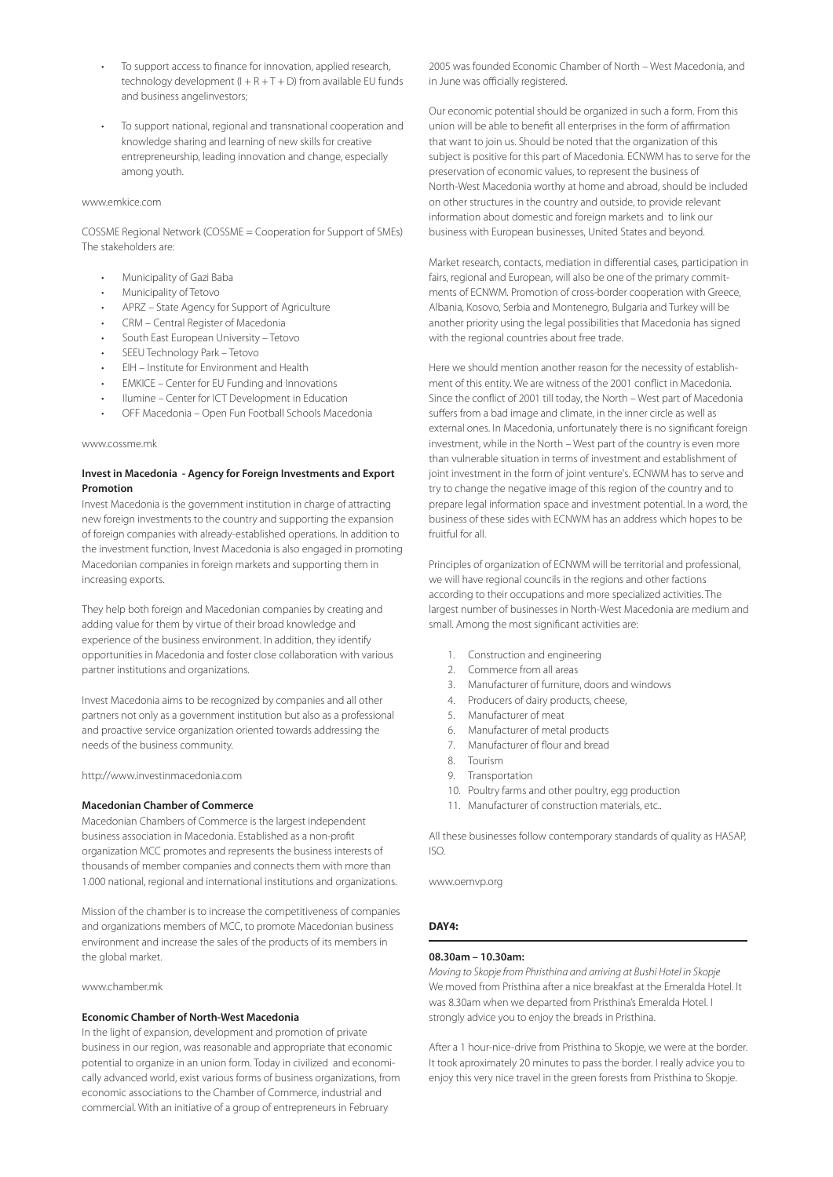- To support access to finance for innovation, applied research, technology development (I + R + T + D) from available EU funds and business angelinvestors;
- To support national, regional and transnational cooperation and knowledge sharing and learning of new skills for creative entrepreneurship, leading innovation and change, especially among youth.

www.emkice.com

COSSME Regional Network (COSSME = Cooperation for Support of SMEs) The stakeholders are:

- Municipality of Gazi Baba
- Municipality of Tetovo
- APRZ – State Agency for Support of Agriculture
- CRM – Central Register of Macedonia
- South East European University – Tetovo
- SEEU Technology Park – Tetovo
- EIH – Institute for Environment and Health
- EMKICE – Center for EU Funding and Innovations
- Ilumine – Center for ICT Development in Education
- OFF Macedonia – Open Fun Football Schools Macedonia

www.cossme.mk

**Invest in Macedonia - Agency for Foreign Investments and Export Promotion**

Invest Macedonia is the government institution in charge of attracting new foreign investments to the country and supporting the expansion of foreign companies with already-established operations. In addition to the investment function, Invest Macedonia is also engaged in promoting Macedonian companies in foreign markets and supporting them in increasing exports.

They help both foreign and Macedonian companies by creating and adding value for them by virtue of their broad knowledge and experience of the business environment. In addition, they identify opportunities in Macedonia and foster close collaboration with various partner institutions and organizations.

Invest Macedonia aims to be recognized by companies and all other partners not only as a government institution but also as a professional and proactive service organization oriented towards addressing the needs of the business community.

http://www.investinmacedonia.com

**Macedonian Chamber of Commerce**

Macedonian Chambers of Commerce is the largest independent business association in Macedonia. Established as a non-profit organization MCC promotes and represents the business interests of thousands of member companies and connects them with more than 1.000 national, regional and international institutions and organizations.

Mission of the chamber is to increase the competitiveness of companies and organizations members of MCC, to promote Macedonian business environment and increase the sales of the products of its members in the global market.

www.chamber.mk

**Economic Chamber of North-West Macedonia**

In the light of expansion, development and promotion of private business in our region, was reasonable and appropriate that economic potential to organize in an union form. Today in civilized and economically advanced world, exist various forms of business organizations, from economic associations to the Chamber of Commerce, industrial and commercial. With an initiative of a group of entrepreneurs in February 2005 was founded Economic Chamber of North – West Macedonia, and in June was officially registered.

Our economic potential should be organized in such a form. From this union will be able to benefit all enterprises in the form of affirmation that want to join us. Should be noted that the organization of this subject is positive for this part of Macedonia. ECNWM has to serve for the preservation of economic values, to represent the business of North-West Macedonia worthy at home and abroad, should be included on other structures in the country and outside, to provide relevant information about domestic and foreign markets and to link our business with European businesses, United States and beyond.

Market research, contacts, mediation in differential cases, participation in fairs, regional and European, will also be one of the primary commitments of ECNWM. Promotion of cross-border cooperation with Greece, Albania, Kosovo, Serbia and Montenegro, Bulgaria and Turkey will be another priority using the legal possibilities that Macedonia has signed with the regional countries about free trade.

Here we should mention another reason for the necessity of establishment of this entity. We are witness of the 2001 conflict in Macedonia. Since the conflict of 2001 till today, the North – West part of Macedonia suffers from a bad image and climate, in the inner circle as well as external ones. In Macedonia, unfortunately there is no significant foreign investment, while in the North – West part of the country is even more than vulnerable situation in terms of investment and establishment of joint investment in the form of joint venture's. ECNWM has to serve and try to change the negative image of this region of the country and to prepare legal information space and investment potential. In a word, the business of these sides with ECNWM has an address which hopes to be fruitful for all.

Principles of organization of ECNWM will be territorial and professional, we will have regional councils in the regions and other factions according to their occupations and more specialized activities. The largest number of businesses in North-West Macedonia are medium and small. Among the most significant activities are:

1. Construction and engineering
2. Commerce from all areas
3. Manufacturer of furniture, doors and windows
4. Producers of dairy products, cheese,
5. Manufacturer of meat
6. Manufacturer of metal products
7. Manufacturer of flour and bread
8. Tourism
9. Transportation
10. Poultry farms and other poultry, egg production
11. Manufacturer of construction materials, etc..

All these businesses follow contemporary standards of quality as HASAP, ISO.

www.oemvp.org

**DAY4:**

**08.30am – 10.30am:**

*Moving to Skopje from Phristhina and arriving at Bushi Hotel in Skopje*

We moved from Pristhina after a nice breakfast at the Emeralda Hotel. It was 8.30am when we departed from Pristhina's Emeralda Hotel. I strongly advice you to enjoy the breads in Pristhina.

After a 1 hour-nice-drive from Pristhina to Skopje, we were at the border. It took aproximately 20 minutes to pass the border. I really advice you to enjoy this very nice travel in the green forests from Pristhina to Skopje.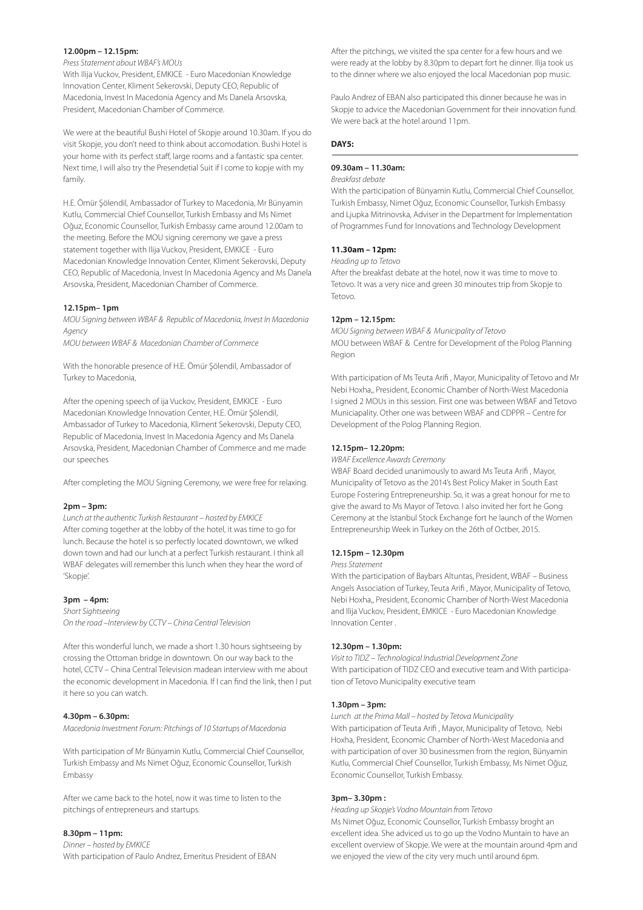**12.00pm – 12.15pm:**

*Press Statement about WBAF's MOUs*

With Ilija Vuckov, President, EMKICE - Euro Macedonian Knowledge Innovation Center, Kliment Sekerovski, Deputy CEO, Republic of Macedonia, Invest In Macedonia Agency and Ms Danela Arsovska, President, Macedonian Chamber of Commerce.

We were at the beautiful Bushi Hotel of Skopje around 10.30am. If you do visit Skopje, you don't need to think about accomodation. Bushi Hotel is your home with its perfect staff, large rooms and a fantastic spa center. Next time, I will also try the Presendetial Suit if I come to kopje with my family.

H.E. Ömür Şölendil, Ambassador of Turkey to Macedonia, Mr Bünyamin Kutlu, Commercial Chief Counsellor, Turkish Embassy and Ms Nimet Oğuz, Economic Counsellor, Turkish Embassy came around 12.00am to the meeting. Before the MOU signing ceremony we gave a press statement together with Ilija Vuckov, President, EMKICE - Euro Macedonian Knowledge Innovation Center, Kliment Sekerovski, Deputy CEO, Republic of Macedonia, Invest In Macedonia Agency and Ms Danela Arsovska, President, Macedonian Chamber of Commerce.

**12.15pm– 1pm**

*MOU Signing between WBAF & Republic of Macedonia, Invest In Macedonia Agency*

*MOU between WBAF & Macedonian Chamber of Commerce*

With the honorable presence of H.E. Ömür Şölendil, Ambassador of Turkey to Macedonia,

After the opening speech of ija Vuckov, President, EMKICE - Euro Macedonian Knowledge Innovation Center, H.E. Ömür Şölendil, Ambassador of Turkey to Macedonia, Kliment Sekerovski, Deputy CEO, Republic of Macedonia, Invest In Macedonia Agency and Ms Danela Arsovska, President, Macedonian Chamber of Commerce and me made our speeches

After completing the MOU Signing Ceremony, we were free for relaxing.

**2pm – 3pm:**

*Lunch at the authentic Turkish Restaurant – hosted by EMKICE*

After coming together at the lobby of the hotel, it was time to go for lunch. Because the hotel is so perfectly located downtown, we wlked down town and had our lunch at a perfect Turkish restaurant. I think all WBAF delegates will remember this lunch when they hear the word of 'Skopje'.

**3pm – 4pm:**

*Short Sightseeing*

*On the road –Interview by CCTV – China Central Television*

After this wonderful lunch, we made a short 1.30 hours sightseeing by crossing the Ottoman bridge in downtown. On our way back to the hotel, CCTV – China Central Television madean interview with me about the economic development in Macedonia. If I can find the link, then I put it here so you can watch.

**4.30pm – 6.30pm:**

*Macedonia Investment Forum: Pitchings of 10 Startups of Macedonia*

With participation of Mr Bünyamin Kutlu, Commercial Chief Counsellor, Turkish Embassy and Ms Nimet Oğuz, Economic Counsellor, Turkish Embassy

After we came back to the hotel, now it was time to listen to the pitchings of entrepreneurs and startups.

**8.30pm – 11pm:**

*Dinner – hosted by EMKICE*

With participation of Paulo Andrez, Emeritus President of EBAN

After the pitchings, we visited the spa center for a few hours and we were ready at the lobby by 8.30pm to depart fort he dinner. Ilija took us to the dinner where we also enjoyed the local Macedonian pop music.

Paulo Andrez of EBAN also participated this dinner because he was in Skopje to advice the Macedonian Government for their innovation fund. We were back at the hotel around 11pm.

**DAY5:**

**09.30am – 11.30am:**

*Breakfast debate*

With the participation of Bünyamin Kutlu, Commercial Chief Counsellor, Turkish Embassy, Nimet Oğuz, Economic Counsellor, Turkish Embassy and Ljupka Mitrinovska, Adviser in the Department for Implementation of Programmes Fund for Innovations and Technology Development

**11.30am – 12pm:**

*Heading up to Tetovo*

After the breakfast debate at the hotel, now it was time to move to Tetovo. It was a very nice and green 30 minoutes trip from Skopje to Tetovo.

**12pm – 12.15pm:**

*MOU Signing between WBAF & Municipality of Tetovo*

MOU between WBAF & Centre for Development of the Polog Planning Region

With participation of Ms Teuta Arifi , Mayor, Municipality of Tetovo and Mr Nebi Hoxha,, President, Economic Chamber of North-West Macedonia I signed 2 MOUs in this session. First one was between WBAF and Tetovo Municiapality. Other one was between WBAF and CDPPR – Centre for Development of the Polog Planning Region.

**12.15pm– 12.20pm:**

*WBAF Excellence Awards Ceremony*

WBAF Board decided unanimously to award Ms Teuta Arifi , Mayor, Municipality of Tetovo as the 2014's Best Policy Maker in South East Europe Fostering Entrepreneurship. So, it was a great honour for me to give the award to Ms Mayor of Tetovo. I also invited her fort he Gong Ceremony at the Istanbul Stock Exchange fort he launch of the Women Entrepreneurship Week in Turkey on the 26th of Octber, 2015.

**12.15pm – 12.30pm**

*Press Statement*

With the participation of Baybars Altuntas, President, WBAF – Business Angels Association of Turkey, Teuta Arifi , Mayor, Municipality of Tetovo, Nebi Hoxha,, President, Economic Chamber of North-West Macedonia and Ilija Vuckov, President, EMKICE - Euro Macedonian Knowledge Innovation Center .

**12.30pm – 1.30pm:**

*Visit to TIDZ – Technological Industrial Development Zone*

With participation of TIDZ CEO and executive team and With participation of Tetovo Municipality executive team

**1.30pm – 3pm:**

*Lunch at the Prima Mall – hosted by Tetova Municipality*

With participation of Teuta Arifi , Mayor, Municipality of Tetovo, Nebi Hoxha, President, Economic Chamber of North-West Macedonia and with participation of over 30 businessmen from the region, Bünyamin Kutlu, Commercial Chief Counsellor, Turkish Embassy, Ms Nimet Oğuz, Economic Counsellor, Turkish Embassy.

**3pm– 3.30pm :**

*Heading up Skopje's Vodno Mountain from Tetovo*

Ms Nimet Oğuz, Economic Counsellor, Turkish Embassy broght an excellent idea. She adviced us to go up the Vodno Muntain to have an excellent overview of Skopje. We were at the mountain around 4pm and we enjoyed the view of the city very much until around 6pm.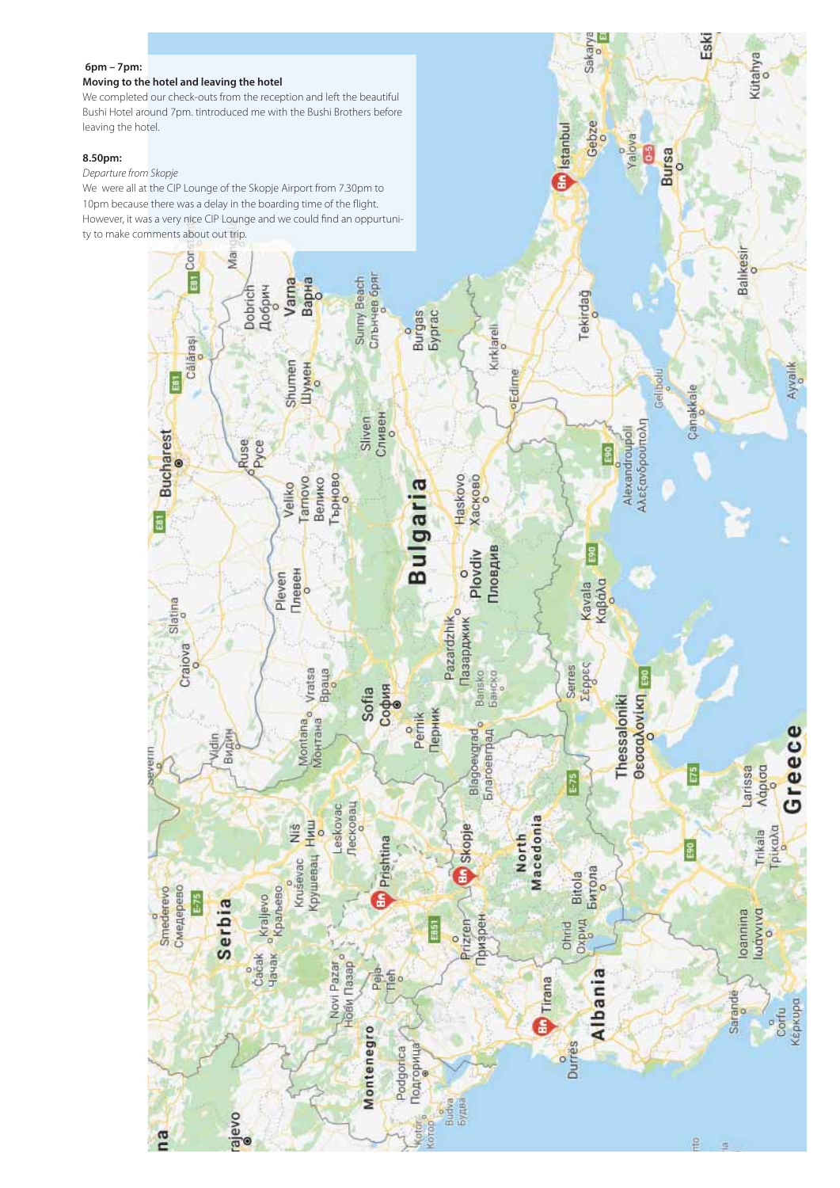**6pm – 7pm:**

**Moving to the hotel and leaving the hotel**

We completed our check-outs from the reception and left the beautiful Bushi Hotel around 7pm. tintroduced me with the Bushi Brothers before leaving the hotel.

**8.50pm:**

*Departure from Skopje*

We were all at the CIP Lounge of the Skopje Airport from 7.30pm to 10pm because there was a delay in the boarding time of the flight. However, it was a very nice CIP Lounge and we could find an oppurtunity to make comments about out trip.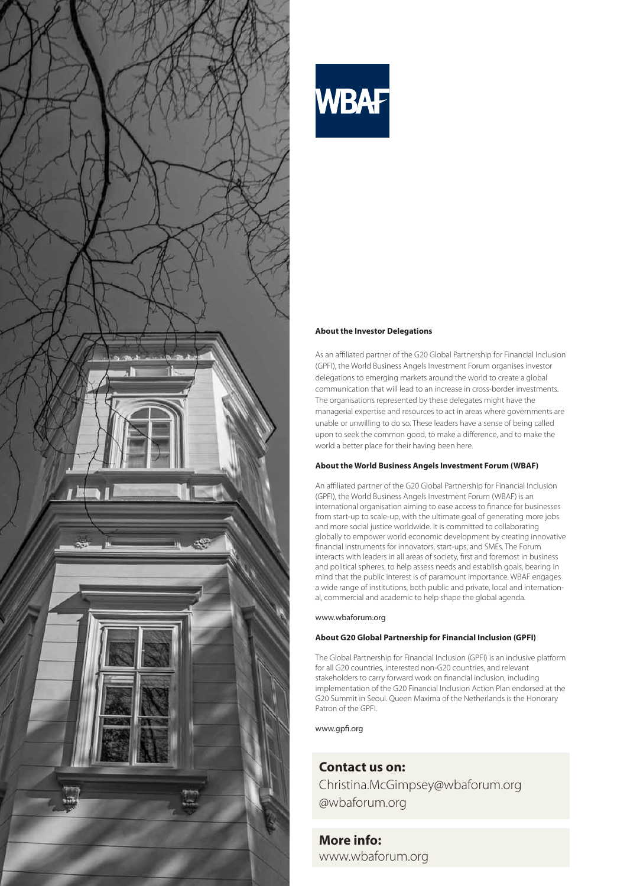WBAF

### About the Investor Delegations

As an affiliated partner of the G20 Global Partnership for Financial Inclusion (GPFI), the World Business Angels Investment Forum organises investor delegations to emerging markets around the world to create a global communication that will lead to an increase in cross-border investments. The organisations represented by these delegates might have the managerial expertise and resources to act in areas where governments are unable or unwilling to do so. These leaders have a sense of being called upon to seek the common good, to make a difference, and to make the world a better place for their having been here.

### About the World Business Angels Investment Forum (WBAF)

An affiliated partner of the G20 Global Partnership for Financial Inclusion (GPFI), the World Business Angels Investment Forum (WBAF) is an international organisation aiming to ease access to finance for businesses from start-up to scale-up, with the ultimate goal of generating more jobs and more social justice worldwide. It is committed to collaborating globally to empower world economic development by creating innovative financial instruments for innovators, start-ups, and SMEs. The Forum interacts with leaders in all areas of society, first and foremost in business and political spheres, to help assess needs and establish goals, bearing in mind that the public interest is of paramount importance. WBAF engages a wide range of institutions, both public and private, local and international, commercial and academic to help shape the global agenda.

www.wbaforum.org

### About G20 Global Partnership for Financial Inclusion (GPFI)

The Global Partnership for Financial Inclusion (GPFI) is an inclusive platform for all G20 countries, interested non-G20 countries, and relevant stakeholders to carry forward work on financial inclusion, including implementation of the G20 Financial Inclusion Action Plan endorsed at the G20 Summit in Seoul. Queen Maxima of the Netherlands is the Honorary Patron of the GPFI.

www.gpfi.org

## Contact us on:

Christina.McGimpsey@wbaforum.org
@wbaforum.org

## More info:

www.wbaforum.org